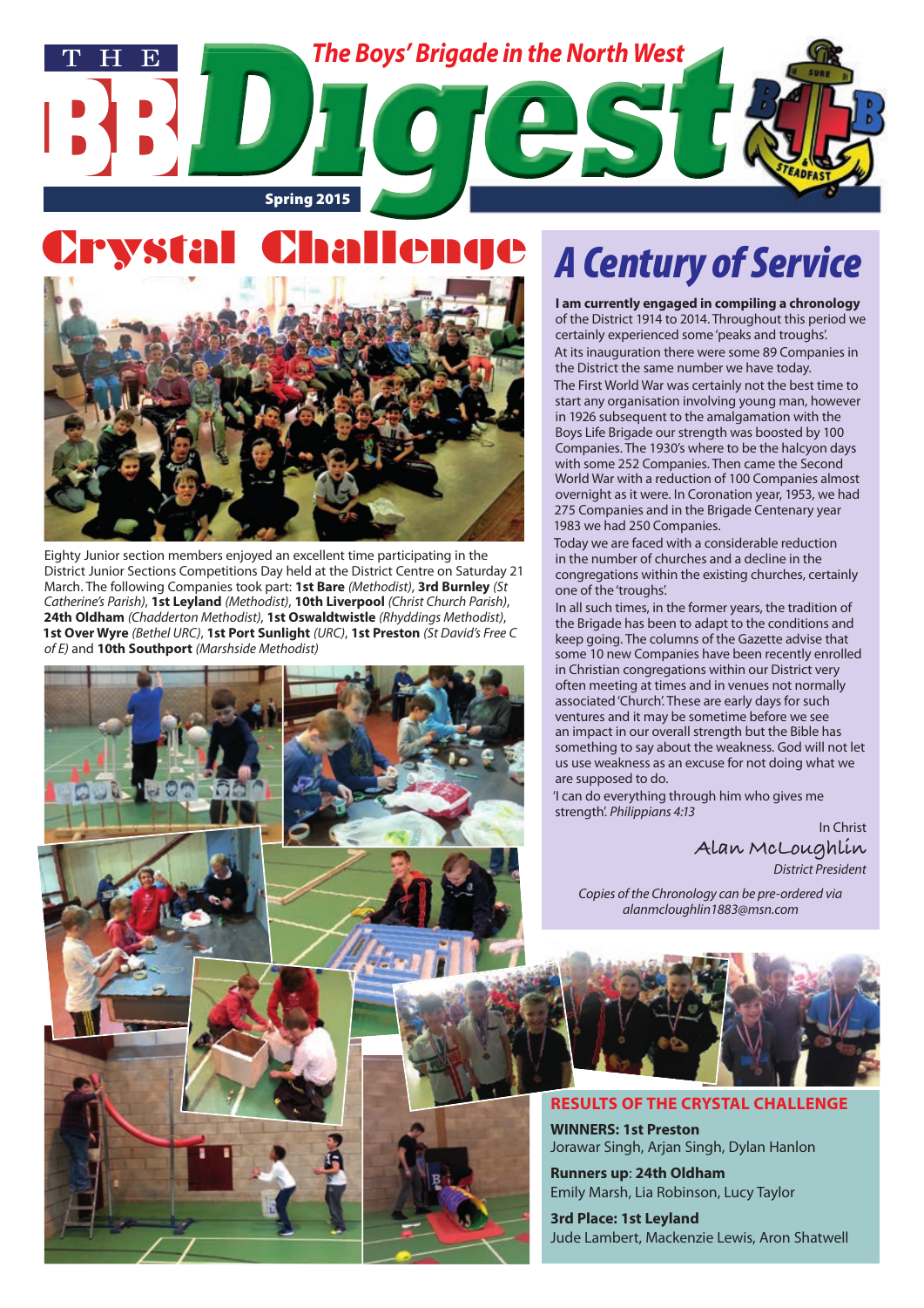# THE BB Digest

The Boys' Brigade in the North West

Spring 2015

## Crystal Challenge

Eighty Junior section members enjoyed an excellent time participating in the District Junior Sections Competitions Day held at the District Centre on Saturday 21 March. The following Companies took part: **1st Bare** *(Methodist)*, **3rd Burnley** *(St Catherine's Parish)*, **1st Leyland** *(Methodist)*, **10th Liverpool** *(Christ Church Parish)*, **24th Oldham** *(Chadderton Methodist)*, **1st Oswaldtwistle** *(Rhyddings Methodist)*, **1st Over Wyre** *(Bethel URC)*, **1st Port Sunlight** *(URC)*, **1st Preston** *(St David's Free C of E)* and **10th Southport** *(Marshside Methodist)*

### RESULTS OF THE CRYSTAL CHALLENGE

**WINNERS: 1st Preston**
Jorawar Singh, Arjan Singh, Dylan Hanlon

**Runners up**: **24th Oldham**
Emily Marsh, Lia Robinson, Lucy Taylor

**3rd Place: 1st Leyland**
Jude Lambert, Mackenzie Lewis, Aron Shatwell

## A Century of Service

**I am currently engaged in compiling a chronology** of the District 1914 to 2014. Throughout this period we certainly experienced some 'peaks and troughs'.

At its inauguration there were some 89 Companies in the District the same number we have today.

The First World War was certainly not the best time to start any organisation involving young man, however in 1926 subsequent to the amalgamation with the Boys Life Brigade our strength was boosted by 100 Companies. The 1930's where to be the halcyon days with some 252 Companies. Then came the Second World War with a reduction of 100 Companies almost overnight as it were. In Coronation year, 1953, we had 275 Companies and in the Brigade Centenary year 1983 we had 250 Companies.

Today we are faced with a considerable reduction in the number of churches and a decline in the congregations within the existing churches, certainly one of the 'troughs'.

In all such times, in the former years, the tradition of the Brigade has been to adapt to the conditions and keep going. The columns of the Gazette advise that some 10 new Companies have been recently enrolled in Christian congregations within our District very often meeting at times and in venues not normally associated 'Church'. These are early days for such ventures and it may be sometime before we see an impact in our overall strength but the Bible has something to say about the weakness. God will not let us use weakness as an excuse for not doing what we are supposed to do.

'I can do everything through him who gives me strength'. *Philippians 4:13*

In Christ

Alan McLoughlin

*District President*

*Copies of the Chronology can be pre-ordered via alanmcloughlin1883@msn.com*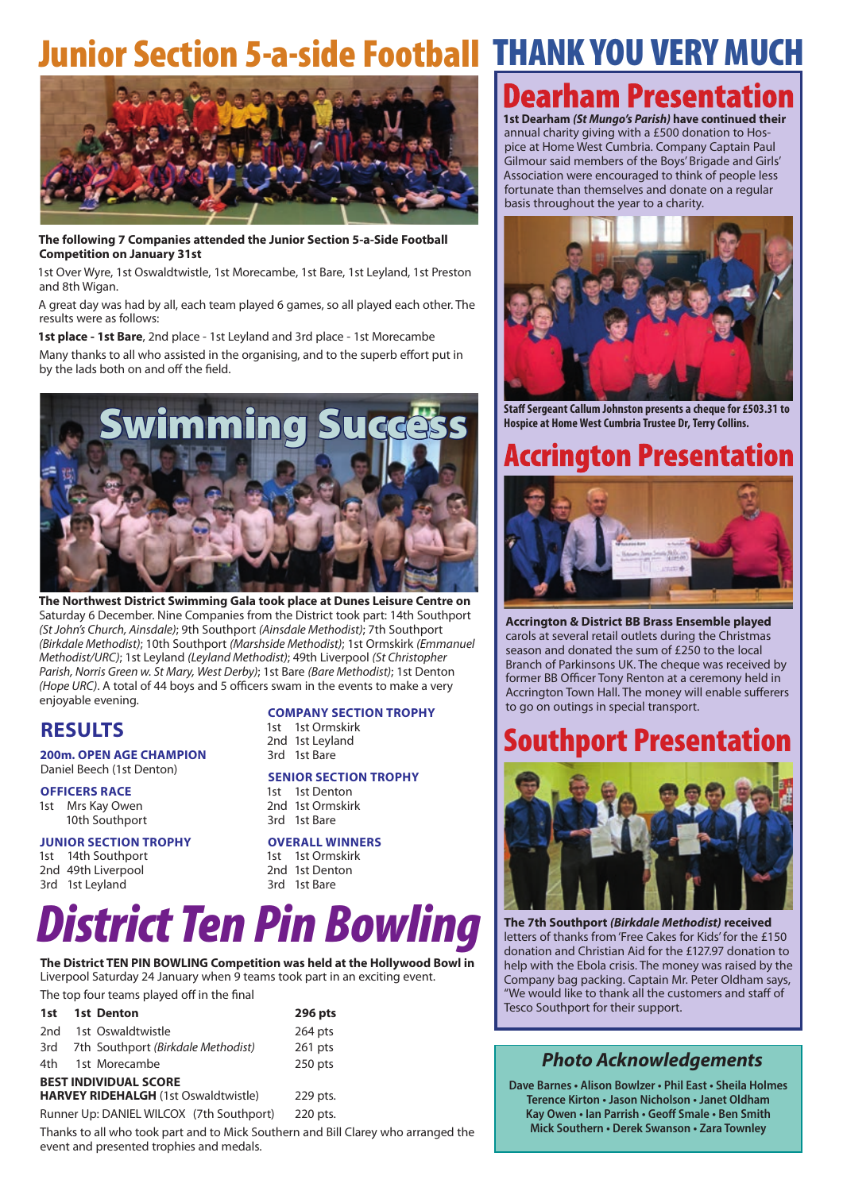# Junior Section 5-a-side Football

**The following 7 Companies attended the Junior Section 5-a-Side Football Competition on January 31st**

1st Over Wyre, 1st Oswaldtwistle, 1st Morecambe, 1st Bare, 1st Leyland, 1st Preston and 8th Wigan.

A great day was had by all, each team played 6 games, so all played each other. The results were as follows:

**1st place - 1st Bare**, 2nd place - 1st Leyland and 3rd place - 1st Morecambe

Many thanks to all who assisted in the organising, and to the superb effort put in by the lads both on and off the field.

# Swimming Success

**The Northwest District Swimming Gala took place at Dunes Leisure Centre on** Saturday 6 December. Nine Companies from the District took part: 14th Southport *(St John's Church, Ainsdale)*; 9th Southport *(Ainsdale Methodist)*; 7th Southport *(Birkdale Methodist)*; 10th Southport *(Marshside Methodist)*; 1st Ormskirk *(Emmanuel Methodist/URC)*; 1st Leyland *(Leyland Methodist)*; 49th Liverpool *(St Christopher Parish, Norris Green w. St Mary, West Derby)*; 1st Bare *(Bare Methodist)*; 1st Denton *(Hope URC)*. A total of 44 boys and 5 officers swam in the events to make a very enjoyable evening.

## RESULTS

**200m. OPEN AGE CHAMPION**
Daniel Beech (1st Denton)

**OFFICERS RACE**
1st Mrs Kay Owen
10th Southport

**JUNIOR SECTION TROPHY**
1st 14th Southport
2nd 49th Liverpool
3rd 1st Leyland

**COMPANY SECTION TROPHY**
1st 1st Ormskirk
2nd 1st Leyland
3rd 1st Bare

**SENIOR SECTION TROPHY**
1st 1st Denton
2nd 1st Ormskirk
3rd 1st Bare

**OVERALL WINNERS**
1st 1st Ormskirk
2nd 1st Denton
3rd 1st Bare

# District Ten Pin Bowling

**The District TEN PIN BOWLING Competition was held at the Hollywood Bowl in** Liverpool Saturday 24 January when 9 teams took part in an exciting event.

The top four teams played off in the final

| | | |
|---|---|---|
| **1st** | **1st Denton** | **296 pts** |
| 2nd | 1st Oswaldtwistle | 264 pts |
| 3rd | 7th Southport *(Birkdale Methodist)* | 261 pts |
| 4th | 1st Morecambe | 250 pts |

**BEST INDIVIDUAL SCORE**
**HARVEY RIDEHALGH** (1st Oswaldtwistle) 229 pts.

Runner Up: DANIEL WILCOX (7th Southport) 220 pts.

Thanks to all who took part and to Mick Southern and Bill Clarey who arranged the event and presented trophies and medals.

# THANK YOU VERY MUCH

## Dearham Presentation

**1st Dearham *(St Mungo's Parish)* have continued their** annual charity giving with a £500 donation to Hospice at Home West Cumbria. Company Captain Paul Gilmour said members of the Boys' Brigade and Girls' Association were encouraged to think of people less fortunate than themselves and donate on a regular basis throughout the year to a charity.

**Staff Sergeant Callum Johnston presents a cheque for £503.31 to Hospice at Home West Cumbria Trustee Dr, Terry Collins.**

## Accrington Presentation

**Accrington & District BB Brass Ensemble played** carols at several retail outlets during the Christmas season and donated the sum of £250 to the local Branch of Parkinsons UK. The cheque was received by former BB Officer Tony Renton at a ceremony held in Accrington Town Hall. The money will enable sufferers to go on outings in special transport.

## Southport Presentation

**The 7th Southport *(Birkdale Methodist)* received** letters of thanks from 'Free Cakes for Kids' for the £150 donation and Christian Aid for the £127.97 donation to help with the Ebola crisis. The money was raised by the Company bag packing. Captain Mr. Peter Oldham says, "We would like to thank all the customers and staff of Tesco Southport for their support.

### Photo Acknowledgements

**Dave Barnes • Alison Bowlzer • Phil East • Sheila Holmes • Terence Kirton • Jason Nicholson • Janet Oldham • Kay Owen • Ian Parrish • Geoff Smale • Ben Smith • Mick Southern • Derek Swanson • Zara Townley**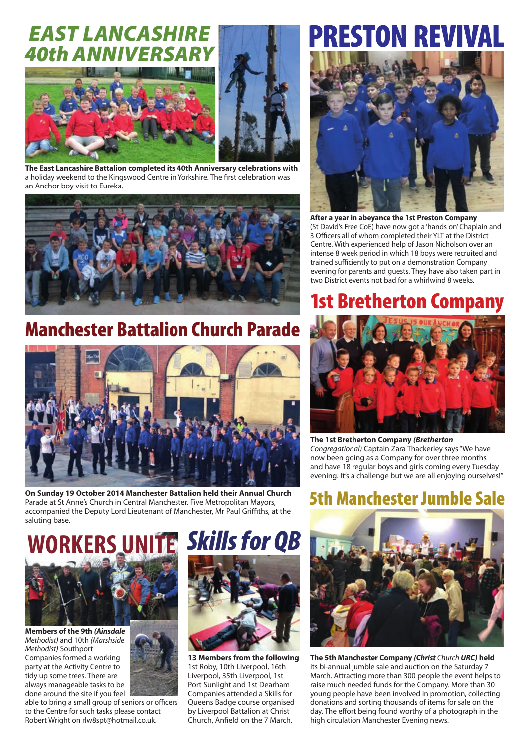# *EAST LANCASHIRE 40th ANNIVERSARY*

**The East Lancashire Battalion completed its 40th Anniversary celebrations with** a holiday weekend to the Kingswood Centre in Yorkshire. The first celebration was an Anchor boy visit to Eureka.

# Manchester Battalion Church Parade

**On Sunday 19 October 2014 Manchester Battalion held their Annual Church** Parade at St Anne's Church in Central Manchester. Five Metropolitan Mayors, accompanied the Deputy Lord Lieutenant of Manchester, Mr Paul Griffiths, at the saluting base.

# WORKERS UNITE

**Members of the 9th *(Ainsdale Methodist)*** and 10th *(Marshside Methodist)* Southport Companies formed a working party at the Activity Centre to tidy up some trees. There are always manageable tasks to be done around the site if you feel able to bring a small group of seniors or officers to the Centre for such tasks please contact Robert Wright on rlw8spt@hotmail.co.uk.

# *Skills for QB*

**13 Members from the following** 1st Roby, 10th Liverpool, 16th Liverpool, 35th Liverpool, 1st Port Sunlight and 1st Dearham Companies attended a Skills for Queens Badge course organised by Liverpool Battalion at Christ Church, Anfield on the 7 March.

# PRESTON REVIVAL

**After a year in abeyance the 1st Preston Company** (St David's Free CoE) have now got a 'hands on' Chaplain and 3 Officers all of whom completed their YLT at the District Centre. With experienced help of Jason Nicholson over an intense 8 week period in which 18 boys were recruited and trained sufficiently to put on a demonstration Company evening for parents and guests. They have also taken part in two District events not bad for a whirlwind 8 weeks.

# 1st Bretherton Company

**The 1st Bretherton Company *(Bretherton*** *Congregational)* Captain Zara Thackerley says "We have now been going as a Company for over three months and have 18 regular boys and girls coming every Tuesday evening. It's a challenge but we are all enjoying ourselves!"

# 5th Manchester Jumble Sale

**The 5th Manchester Company *(Christ*** *Church* ***URC)* held** its bi-annual jumble sale and auction on the Saturday 7 March. Attracting more than 300 people the event helps to raise much needed funds for the Company. More than 30 young people have been involved in promotion, collecting donations and sorting thousands of items for sale on the day. The effort being found worthy of a photograph in the high circulation Manchester Evening news.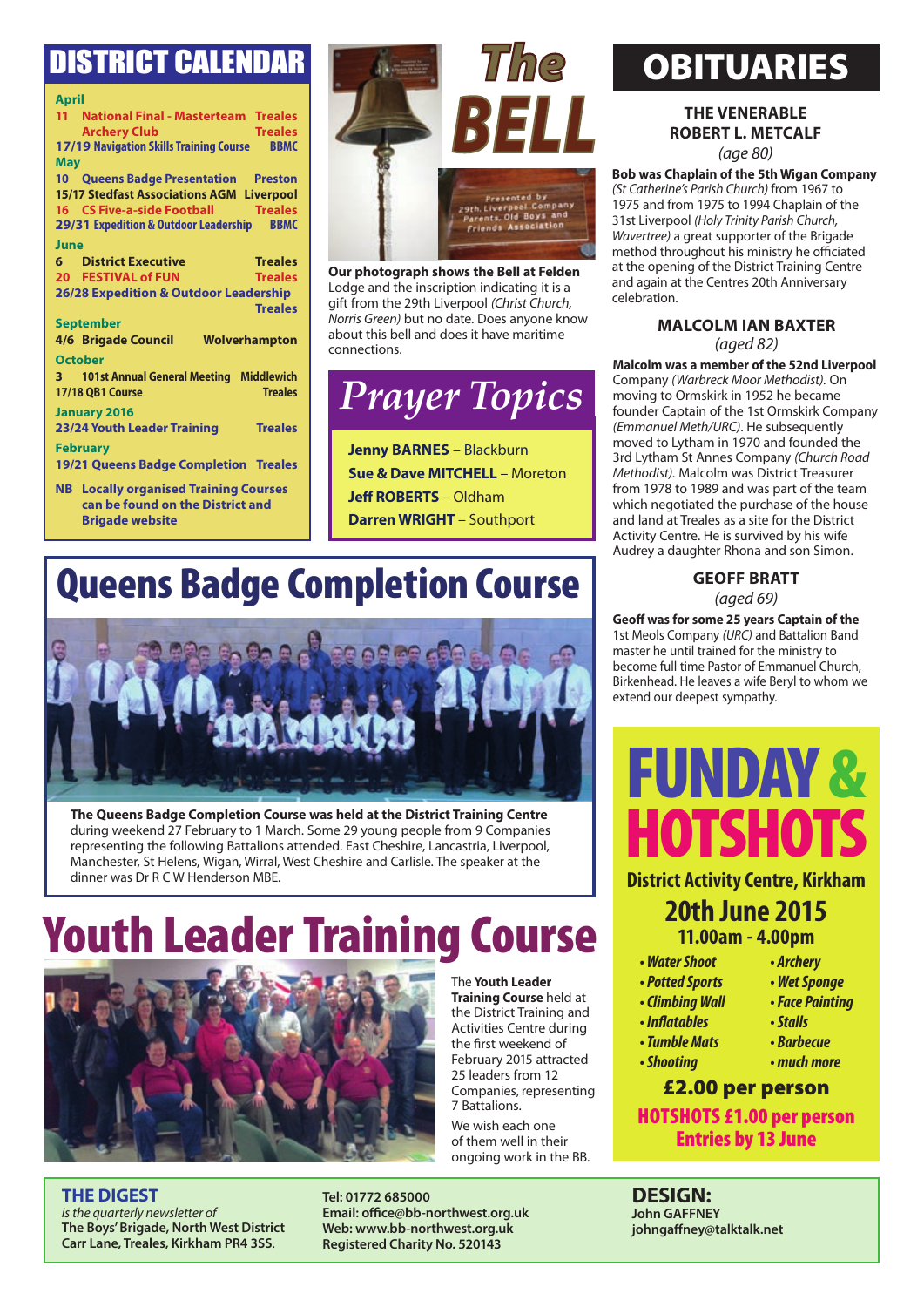# DISTRICT CALENDAR

**April**

**11 National Final - Masterteam Archery Club** — Treales
**17/19 Navigation Skills Training Course** — BBMC

**May**

**10 Queens Badge Presentation** — Preston
**15/17 Stedfast Associations AGM** — Liverpool
**16 CS Five-a-side Football** — Treales
**29/31 Expedition & Outdoor Leadership** — BBMC

**June**

**6 District Executive** — Treales
**20 FESTIVAL of FUN** — Treales
**26/28 Expedition & Outdoor Leadership** — Treales

**September**

**4/6 Brigade Council** — Wolverhampton

**October**

**3 101st Annual General Meeting** — Middlewich
**17/18 QB1 Course** — Treales

**January 2016**

**23/24 Youth Leader Training** — Treales

**February**

**19/21 Queens Badge Completion** — Treales

**NB Locally organised Training Courses can be found on the District and Brigade website**

# The BELL

Presented by 29th Liverpool Company Parents, Old Boys and Friends Association

**Our photograph shows the Bell at Felden** Lodge and the inscription indicating it is a gift from the 29th Liverpool *(Christ Church, Norris Green)* but no date. Does anyone know about this bell and does it have maritime connections.

# Prayer Topics

**Jenny BARNES** – Blackburn
**Sue & Dave MITCHELL** – Moreton
**Jeff ROBERTS** – Oldham
**Darren WRIGHT** – Southport

# OBITUARIES

### THE VENERABLE ROBERT L. METCALF
*(age 80)*

**Bob was Chaplain of the 5th Wigan Company** *(St Catherine's Parish Church)* from 1967 to 1975 and from 1975 to 1994 Chaplain of the 31st Liverpool *(Holy Trinity Parish Church, Wavertree)* a great supporter of the Brigade method throughout his ministry he officiated at the opening of the District Training Centre and again at the Centres 20th Anniversary celebration.

### MALCOLM IAN BAXTER
*(aged 82)*

**Malcolm was a member of the 52nd Liverpool** Company *(Warbreck Moor Methodist)*. On moving to Ormskirk in 1952 he became founder Captain of the 1st Ormskirk Company *(Emmanuel Meth/URC)*. He subsequently moved to Lytham in 1970 and founded the 3rd Lytham St Annes Company *(Church Road Methodist)*. Malcolm was District Treasurer from 1978 to 1989 and was part of the team which negotiated the purchase of the house and land at Treales as a site for the District Activity Centre. He is survived by his wife Audrey a daughter Rhona and son Simon.

### GEOFF BRATT
*(aged 69)*

**Geoff was for some 25 years Captain of the** 1st Meols Company *(URC)* and Battalion Band master he until trained for the ministry to become full time Pastor of Emmanuel Church, Birkenhead. He leaves a wife Beryl to whom we extend our deepest sympathy.

# Queens Badge Completion Course

**The Queens Badge Completion Course was held at the District Training Centre** during weekend 27 February to 1 March. Some 29 young people from 9 Companies representing the following Battalions attended. East Cheshire, Lancastria, Liverpool, Manchester, St Helens, Wigan, Wirral, West Cheshire and Carlisle. The speaker at the dinner was Dr R C W Henderson MBE.

# Youth Leader Training Course

The **Youth Leader Training Course** held at the District Training and Activities Centre during the first weekend of February 2015 attracted 25 leaders from 12 Companies, representing 7 Battalions.

We wish each one of them well in their ongoing work in the BB.

# FUNDAY & HOTSHOTS

**District Activity Centre, Kirkham**

**20th June 2015**
**11.00am - 4.00pm**

- *Water Shoot*
- *Archery*
- *Potted Sports*
- *Wet Sponge*
- *Climbing Wall*
- *Face Painting*
- *Inflatables*
- *Stalls*
- *Tumble Mats*
- *Barbecue*
- *Shooting*
- *much more*

**£2.00 per person**

**HOTSHOTS £1.00 per person**
**Entries by 13 June**

---

**THE DIGEST**
*is the quarterly newsletter of*
**The Boys' Brigade, North West District**
**Carr Lane, Treales, Kirkham PR4 3SS.**

**Tel: 01772 685000**
**Email: office@bb-northwest.org.uk**
**Web: www.bb-northwest.org.uk**
**Registered Charity No. 520143**

**DESIGN:**
**John GAFFNEY**
**johngaffney@talktalk.net**